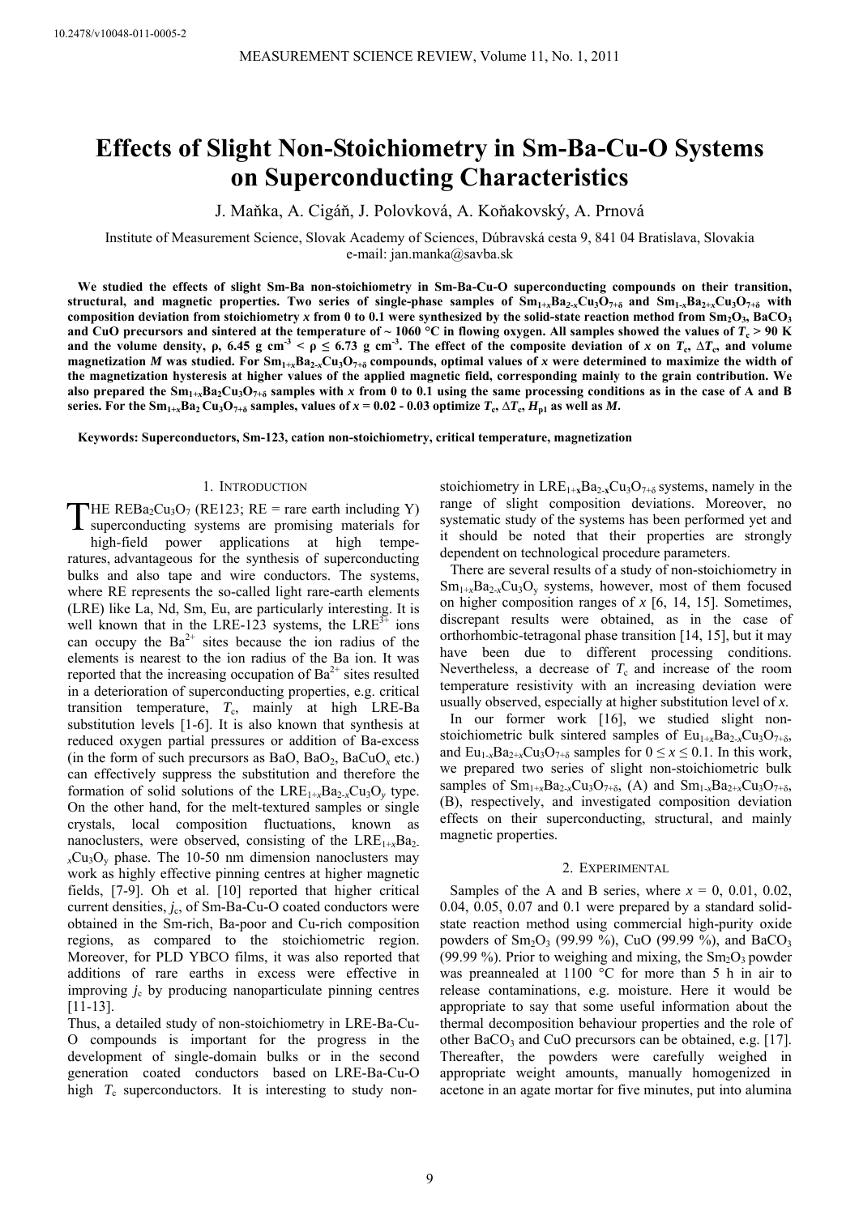10.2478/v10048-011-0005-2

# Effects of Slight Non-Stoichiometry in Sm-Ba-Cu-O Systems on Superconducting Characteristics

J. Maňka, A. Cigáň, J. Polovková, A. Koňakovský, A. Prnová

Institute of Measurement Science, Slovak Academy of Sciences, Dúbravská cesta 9, 841 04 Bratislava, Slovakia
e-mail: jan.manka@savba.sk

**We studied the effects of slight Sm-Ba non-stoichiometry in Sm-Ba-Cu-O superconducting compounds on their transition, structural, and magnetic properties. Two series of single-phase samples of $Sm_{1+x}Ba_{2-x}Cu_3O_{7+\delta}$ and $Sm_{1-x}Ba_{2+x}Cu_3O_{7+\delta}$ with composition deviation from stoichiometry $x$ from 0 to 0.1 were synthesized by the solid-state reaction method from $Sm_2O_3$, $BaCO_3$ and CuO precursors and sintered at the temperature of ~ 1060 °C in flowing oxygen. All samples showed the values of $T_c$ > 90 K and the volume density, ρ, 6.45 g cm$^{-3}$ < ρ ≤ 6.73 g cm$^{-3}$. The effect of the composite deviation of $x$ on $T_c$, $\Delta T_c$, and volume magnetization $M$ was studied. For $Sm_{1+x}Ba_{2-x}Cu_3O_{7+\delta}$ compounds, optimal values of $x$ were determined to maximize the width of the magnetization hysteresis at higher values of the applied magnetic field, corresponding mainly to the grain contribution. We also prepared the $Sm_{1+x}Ba_2Cu_3O_{7+\delta}$ samples with $x$ from 0 to 0.1 using the same processing conditions as in the case of A and B series. For the $Sm_{1+x}Ba_2Cu_3O_{7+\delta}$ samples, values of $x$ = 0.02 - 0.03 optimize $T_c$, $\Delta T_c$, $H_{p1}$ as well as $M$.**

**Keywords: Superconductors, Sm-123, cation non-stoichiometry, critical temperature, magnetization**

## 1. Introduction

The $REBa_2Cu_3O_7$ (RE123; RE = rare earth including Y) superconducting systems are promising materials for high-field power applications at high temperatures, advantageous for the synthesis of superconducting bulks and also tape and wire conductors. The systems, where RE represents the so-called light rare-earth elements (LRE) like La, Nd, Sm, Eu, are particularly interesting. It is well known that in the LRE-123 systems, the $LRE^{3+}$ ions can occupy the $Ba^{2+}$ sites because the ion radius of the elements is nearest to the ion radius of the Ba ion. It was reported that the increasing occupation of $Ba^{2+}$ sites resulted in a deterioration of superconducting properties, e.g. critical transition temperature, $T_c$, mainly at high LRE-Ba substitution levels [1-6]. It is also known that synthesis at reduced oxygen partial pressures or addition of Ba-excess (in the form of such precursors as BaO, $BaO_2$, $BaCuO_x$ etc.) can effectively suppress the substitution and therefore the formation of solid solutions of the $LRE_{1+x}Ba_{2-x}Cu_3O_y$ type. On the other hand, for the melt-textured samples or single crystals, local composition fluctuations, known as nanoclusters, were observed, consisting of the $LRE_{1+x}Ba_{2-x}Cu_3O_y$ phase. The 10-50 nm dimension nanoclusters may work as highly effective pinning centres at higher magnetic fields, [7-9]. Oh et al. [10] reported that higher critical current densities, $j_c$, of Sm-Ba-Cu-O coated conductors were obtained in the Sm-rich, Ba-poor and Cu-rich composition regions, as compared to the stoichiometric region. Moreover, for PLD YBCO films, it was also reported that additions of rare earths in excess were effective in improving $j_c$ by producing nanoparticulate pinning centres [11-13].

Thus, a detailed study of non-stoichiometry in LRE-Ba-Cu-O compounds is important for the progress in the development of single-domain bulks or in the second generation coated conductors based on LRE-Ba-Cu-O high $T_c$ superconductors. It is interesting to study non-stoichiometry in $LRE_{1+x}Ba_{2-x}Cu_3O_{7+\delta}$ systems, namely in the range of slight composition deviations. Moreover, no systematic study of the systems has been performed yet and it should be noted that their properties are strongly dependent on technological procedure parameters.

There are several results of a study of non-stoichiometry in $Sm_{1+x}Ba_{2-x}Cu_3O_y$ systems, however, most of them focused on higher composition ranges of $x$ [6, 14, 15]. Sometimes, discrepant results were obtained, as in the case of orthorhombic-tetragonal phase transition [14, 15], but it may have been due to different processing conditions. Nevertheless, a decrease of $T_c$ and increase of the room temperature resistivity with an increasing deviation were usually observed, especially at higher substitution level of $x$.

In our former work [16], we studied slight non-stoichiometric bulk sintered samples of $Eu_{1+x}Ba_{2-x}Cu_3O_{7+\delta}$, and $Eu_{1-x}Ba_{2+x}Cu_3O_{7+\delta}$ samples for $0 \leq x \leq 0.1$. In this work, we prepared two series of slight non-stoichiometric bulk samples of $Sm_{1+x}Ba_{2-x}Cu_3O_{7+\delta}$, (A) and $Sm_{1-x}Ba_{2+x}Cu_3O_{7+\delta}$, (B), respectively, and investigated composition deviation effects on their superconducting, structural, and mainly magnetic properties.

## 2. Experimental

Samples of the A and B series, where $x$ = 0, 0.01, 0.02, 0.04, 0.05, 0.07 and 0.1 were prepared by a standard solid-state reaction method using commercial high-purity oxide powders of $Sm_2O_3$ (99.99 %), CuO (99.99 %), and $BaCO_3$ (99.99 %). Prior to weighing and mixing, the $Sm_2O_3$ powder was preannealed at 1100 °C for more than 5 h in air to release contaminations, e.g. moisture. Here it would be appropriate to say that some useful information about the thermal decomposition behaviour properties and the role of other $BaCO_3$ and CuO precursors can be obtained, e.g. [17]. Thereafter, the powders were carefully weighed in appropriate weight amounts, manually homogenized in acetone in an agate mortar for five minutes, put into alumina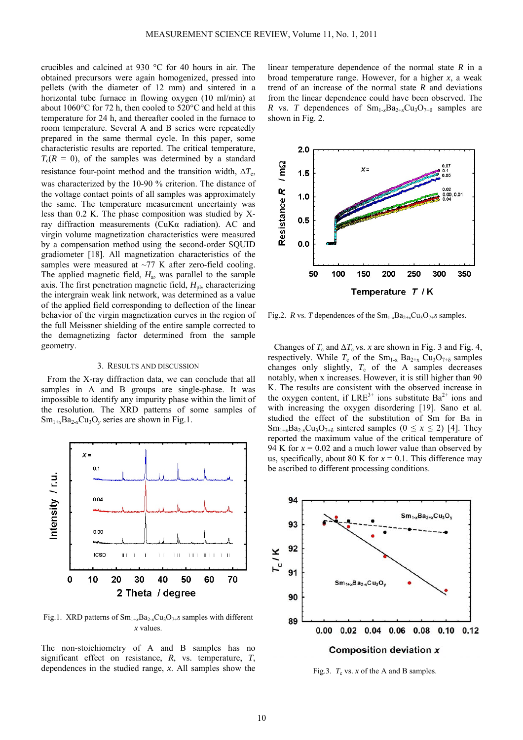crucibles and calcined at 930 °C for 40 hours in air. The obtained precursors were again homogenized, pressed into pellets (with the diameter of 12 mm) and sintered in a horizontal tube furnace in flowing oxygen (10 ml/min) at about 1060°C for 72 h, then cooled to 520°C and held at this temperature for 24 h, and thereafter cooled in the furnace to room temperature. Several A and B series were repeatedly prepared in the same thermal cycle. In this paper, some characteristic results are reported. The critical temperature, $T_c(R = 0)$, of the samples was determined by a standard resistance four-point method and the transition width, $\Delta T_c$, was characterized by the 10-90 % criterion. The distance of the voltage contact points of all samples was approximately the same. The temperature measurement uncertainty was less than 0.2 K. The phase composition was studied by X-ray diffraction measurements (CuKα radiation). AC and virgin volume magnetization characteristics were measured by a compensation method using the second-order SQUID gradiometer [18]. All magnetization characteristics of the samples were measured at ~77 K after zero-field cooling. The applied magnetic field, $H_a$, was parallel to the sample axis. The first penetration magnetic field, $H_{pl}$, characterizing the intergrain weak link network, was determined as a value of the applied field corresponding to deflection of the linear behavior of the virgin magnetization curves in the region of the full Meissner shielding of the entire sample corrected to the demagnetizing factor determined from the sample geometry.

## 3. Results and Discussion

From the X-ray diffraction data, we can conclude that all samples in A and B groups are single-phase. It was impossible to identify any impurity phase within the limit of the resolution. The XRD patterns of some samples of $Sm_{1+x}Ba_{2-x}Cu_3O_y$ series are shown in Fig.1.

Fig.1. XRD patterns of $Sm_{1+x}Ba_{2-x}Cu_3O_{7+\delta}$ samples with different $x$ values.

The non-stoichiometry of A and B samples has no significant effect on resistance, $R$, vs. temperature, $T$, dependences in the studied range, $x$. All samples show the linear temperature dependence of the normal state $R$ in a broad temperature range. However, for a higher $x$, a weak trend of an increase of the normal state $R$ and deviations from the linear dependence could have been observed. The $R$ vs. $T$ dependences of $Sm_{1-x}Ba_{2+x}Cu_3O_{7+\delta}$ samples are shown in Fig. 2.

Fig.2. $R$ vs. $T$ dependences of the $Sm_{1-x}Ba_{2+x}Cu_3O_{7+\delta}$ samples.

Changes of $T_c$ and $\Delta T_c$ vs. $x$ are shown in Fig. 3 and Fig. 4, respectively. While $T_c$ of the $Sm_{1-x}Ba_{2+x}Cu_3O_{7+\delta}$ samples changes only slightly, $T_c$ of the A samples decreases notably, when x increases. However, it is still higher than 90 K. The results are consistent with the observed increase in the oxygen content, if $LRE^{3+}$ ions substitute $Ba^{2+}$ ions and with increasing the oxygen disordering [19]. Sano et al. studied the effect of the substitution of Sm for Ba in $Sm_{1+x}Ba_{2-x}Cu_3O_{7+\delta}$ sintered samples ($0 \leq x \leq 2$) [4]. They reported the maximum value of the critical temperature of 94 K for $x = 0.02$ and a much lower value than observed by us, specifically, about 80 K for $x = 0.1$. This difference may be ascribed to different processing conditions.

Fig.3. $T_c$ vs. $x$ of the A and B samples.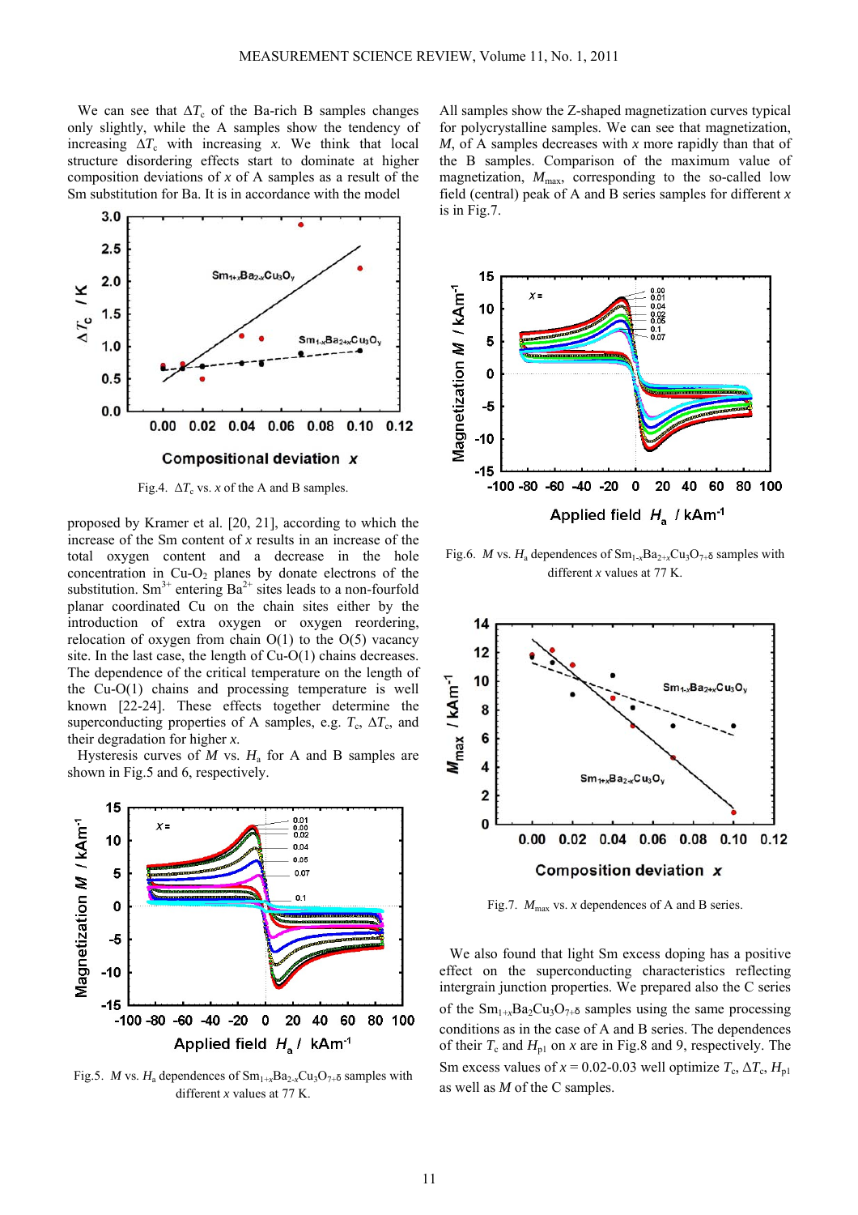We can see that $\Delta T_c$ of the Ba-rich B samples changes only slightly, while the A samples show the tendency of increasing $\Delta T_c$ with increasing $x$. We think that local structure disordering effects start to dominate at higher composition deviations of $x$ of A samples as a result of the Sm substitution for Ba. It is in accordance with the model proposed by Kramer et al. [20, 21], according to which the increase of the Sm content of $x$ results in an increase of the total oxygen content and a decrease in the hole concentration in $Cu\text{-}O_2$ planes by donate electrons of the substitution. $Sm^{3+}$ entering $Ba^{2+}$ sites leads to a non-fourfold planar coordinated Cu on the chain sites either by the introduction of extra oxygen or oxygen reordering, relocation of oxygen from chain O(1) to the O(5) vacancy site. In the last case, the length of Cu-O(1) chains decreases. The dependence of the critical temperature on the length of the Cu-O(1) chains and processing temperature is well known [22-24]. These effects together determine the superconducting properties of A samples, e.g. $T_c$, $\Delta T_c$, and their degradation for higher $x$.

Fig.4. $\Delta T_c$ vs. $x$ of the A and B samples.

Hysteresis curves of $M$ vs. $H_a$ for A and B samples are shown in Fig.5 and 6, respectively.

Fig.5. $M$ vs. $H_a$ dependences of $Sm_{1+x}Ba_{2-x}Cu_3O_{7+\delta}$ samples with different $x$ values at 77 K.

All samples show the Z-shaped magnetization curves typical for polycrystalline samples. We can see that magnetization, $M$, of A samples decreases with $x$ more rapidly than that of the B samples. Comparison of the maximum value of magnetization, $M_{max}$, corresponding to the so-called low field (central) peak of A and B series samples for different $x$ is in Fig.7.

Fig.6. $M$ vs. $H_a$ dependences of $Sm_{1-x}Ba_{2+x}Cu_3O_{7+\delta}$ samples with different $x$ values at 77 K.

Fig.7. $M_{max}$ vs. $x$ dependences of A and B series.

We also found that light Sm excess doping has a positive effect on the superconducting characteristics reflecting intergrain junction properties. We prepared also the C series of the $Sm_{1+x}Ba_2Cu_3O_{7+\delta}$ samples using the same processing conditions as in the case of A and B series. The dependences of their $T_c$ and $H_{p1}$ on $x$ are in Fig.8 and 9, respectively. The Sm excess values of $x$ = 0.02-0.03 well optimize $T_c$, $\Delta T_c$, $H_{p1}$ as well as $M$ of the C samples.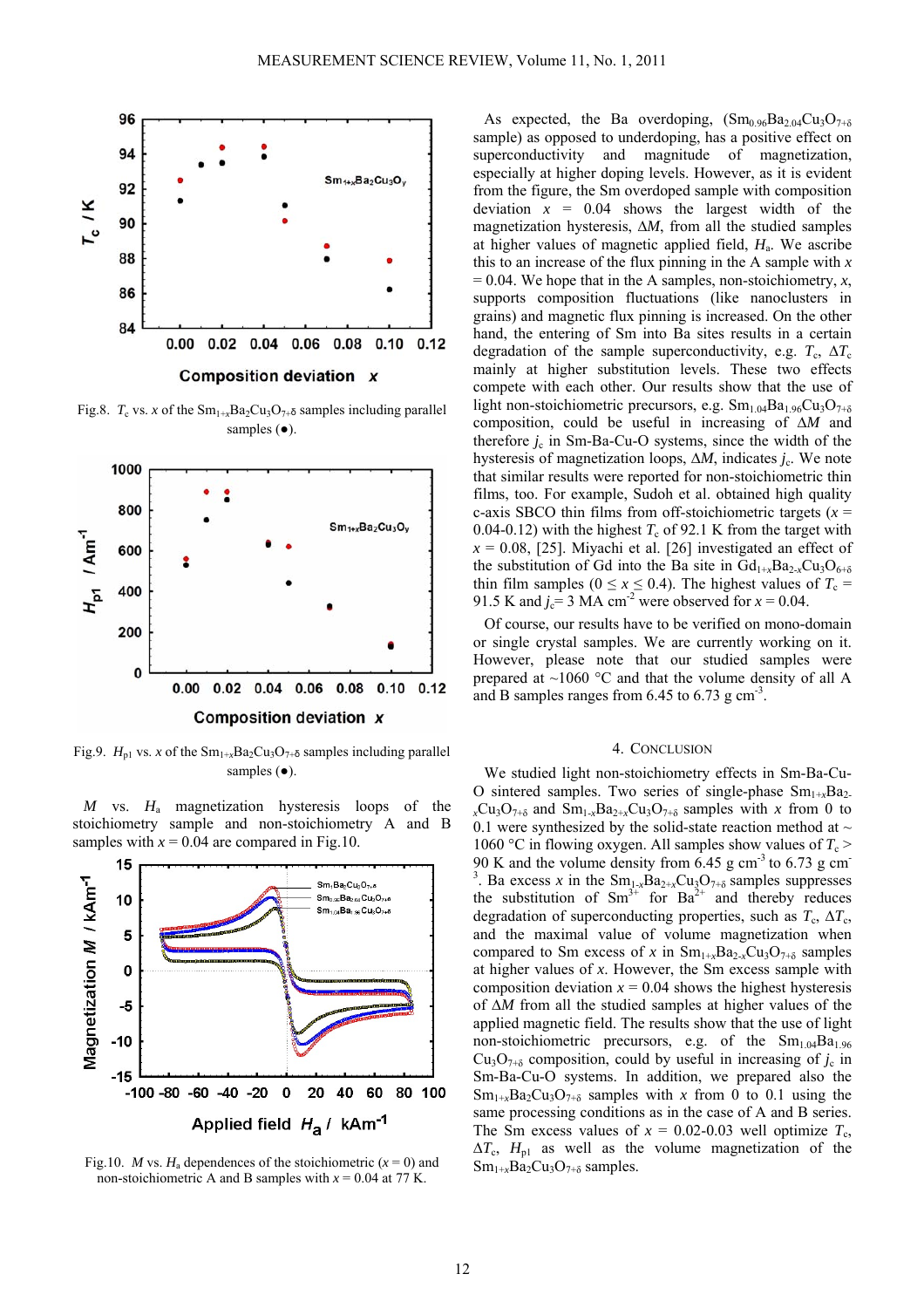Fig.8. $T_c$ vs. $x$ of the $Sm_{1+x}Ba_2Cu_3O_{7+\delta}$ samples including parallel samples (●).

Fig.9. $H_{p1}$ vs. $x$ of the $Sm_{1+x}Ba_2Cu_3O_{7+\delta}$ samples including parallel samples (●).

$M$ vs. $H_a$ magnetization hysteresis loops of the stoichiometry sample and non-stoichiometry A and B samples with $x = 0.04$ are compared in Fig.10.

Fig.10. $M$ vs. $H_a$ dependences of the stoichiometric ($x = 0$) and non-stoichiometric A and B samples with $x = 0.04$ at 77 K.

As expected, the Ba overdoping, ($Sm_{0.96}Ba_{2.04}Cu_3O_{7+\delta}$ sample) as opposed to underdoping, has a positive effect on superconductivity and magnitude of magnetization, especially at higher doping levels. However, as it is evident from the figure, the Sm overdoped sample with composition deviation $x = 0.04$ shows the largest width of the magnetization hysteresis, $\Delta M$, from all the studied samples at higher values of magnetic applied field, $H_a$. We ascribe this to an increase of the flux pinning in the A sample with $x = 0.04$. We hope that in the A samples, non-stoichiometry, $x$, supports composition fluctuations (like nanoclusters in grains) and magnetic flux pinning is increased. On the other hand, the entering of Sm into Ba sites results in a certain degradation of the sample superconductivity, e.g. $T_c$, $\Delta T_c$ mainly at higher substitution levels. These two effects compete with each other. Our results show that the use of light non-stoichiometric precursors, e.g. $Sm_{1.04}Ba_{1.96}Cu_3O_{7+\delta}$ composition, could be useful in increasing of $\Delta M$ and therefore $j_c$ in Sm-Ba-Cu-O systems, since the width of the hysteresis of magnetization loops, $\Delta M$, indicates $j_c$. We note that similar results were reported for non-stoichiometric thin films, too. For example, Sudoh et al. obtained high quality c-axis SBCO thin films from off-stoichiometric targets ($x = 0.04$-$0.12$) with the highest $T_c$ of 92.1 K from the target with $x = 0.08$, [25]. Miyachi et al. [26] investigated an effect of the substitution of Gd into the Ba site in $Gd_{1+x}Ba_{2-x}Cu_3O_{6+\delta}$ thin film samples ($0 \leq x \leq 0.4$). The highest values of $T_c = 91.5$ K and $j_c = 3$ MA cm$^{-2}$ were observed for $x = 0.04$.

Of course, our results have to be verified on mono-domain or single crystal samples. We are currently working on it. However, please note that our studied samples were prepared at ~1060 °C and that the volume density of all A and B samples ranges from 6.45 to 6.73 g cm$^{-3}$.

## 4. Conclusion

We studied light non-stoichiometry effects in Sm-Ba-Cu-O sintered samples. Two series of single-phase $Sm_{1+x}Ba_{2-x}Cu_3O_{7+\delta}$ and $Sm_{1-x}Ba_{2+x}Cu_3O_{7+\delta}$ samples with $x$ from 0 to 0.1 were synthesized by the solid-state reaction method at ~1060 °C in flowing oxygen. All samples show values of $T_c > 90$ K and the volume density from 6.45 g cm$^{-3}$ to 6.73 g cm$^{-3}$. Ba excess $x$ in the $Sm_{1-x}Ba_{2+x}Cu_3O_{7+\delta}$ samples suppresses the substitution of $Sm^{3+}$ for $Ba^{2+}$ and thereby reduces degradation of superconducting properties, such as $T_c$, $\Delta T_c$, and the maximal value of volume magnetization when compared to Sm excess of $x$ in $Sm_{1+x}Ba_{2-x}Cu_3O_{7+\delta}$ samples at higher values of $x$. However, the Sm excess sample with composition deviation $x = 0.04$ shows the highest hysteresis of $\Delta M$ from all the studied samples at higher values of the applied magnetic field. The results show that the use of light non-stoichiometric precursors, e.g. of the $Sm_{1.04}Ba_{1.96}Cu_3O_{7+\delta}$ composition, could by useful in increasing of $j_c$ in Sm-Ba-Cu-O systems. In addition, we prepared also the $Sm_{1+x}Ba_2Cu_3O_{7+\delta}$ samples with $x$ from 0 to 0.1 using the same processing conditions as in the case of A and B series. The Sm excess values of $x = 0.02$-$0.03$ well optimize $T_c$, $\Delta T_c$, $H_{p1}$ as well as the volume magnetization of the $Sm_{1+x}Ba_2Cu_3O_{7+\delta}$ samples.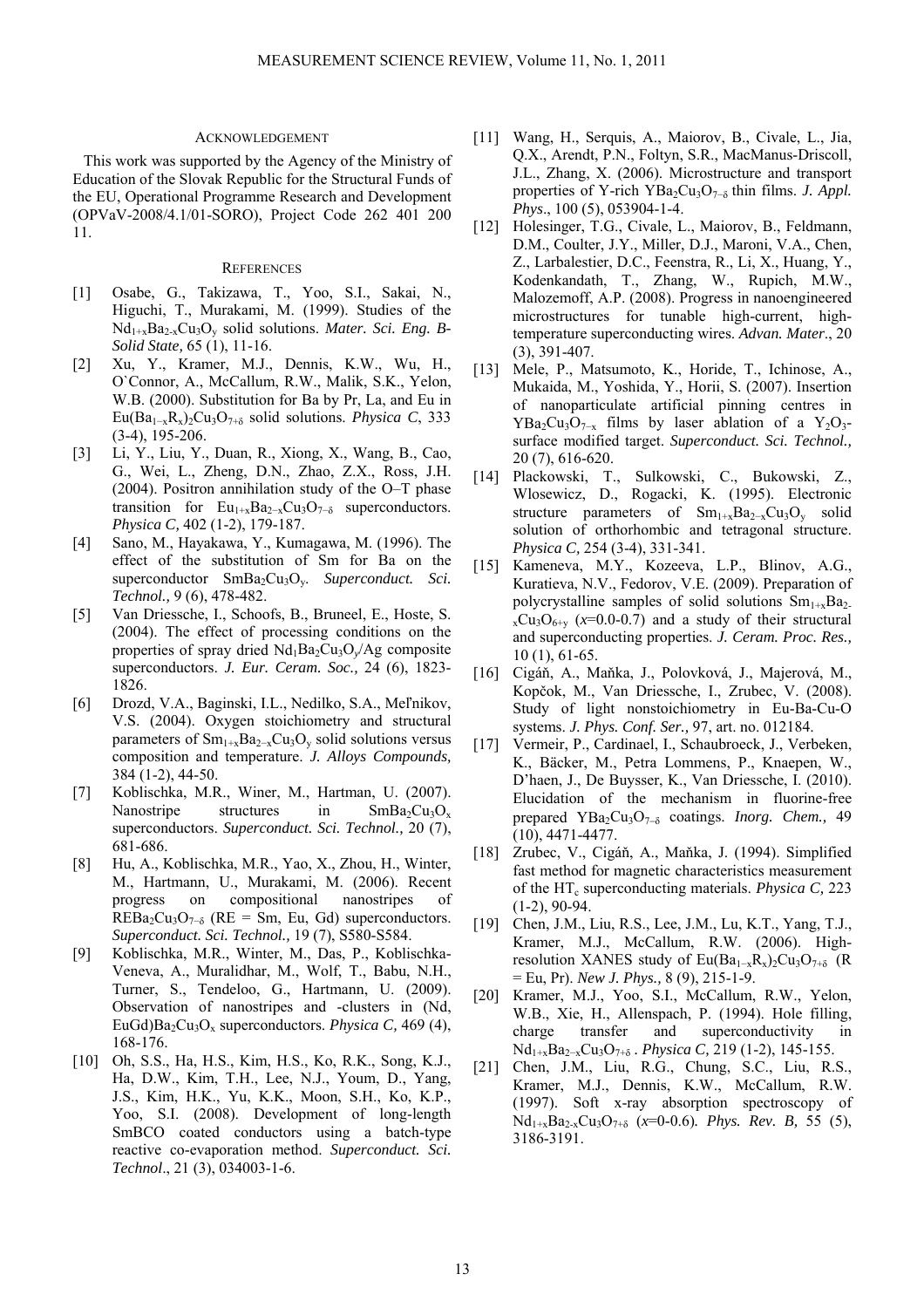## ACKNOWLEDGEMENT

This work was supported by the Agency of the Ministry of Education of the Slovak Republic for the Structural Funds of the EU, Operational Programme Research and Development (OPVaV-2008/4.1/01-SORO), Project Code 262 401 200 11.

## REFERENCES

[1] Osabe, G., Takizawa, T., Yoo, S.I., Sakai, N., Higuchi, T., Murakami, M. (1999). Studies of the $Nd_{1+x}Ba_{2-x}Cu_3O_y$ solid solutions. *Mater. Sci. Eng. B-Solid State,* 65 (1), 11-16.

[2] Xu, Y., Kramer, M.J., Dennis, K.W., Wu, H., O`Connor, A., McCallum, R.W., Malik, S.K., Yelon, W.B. (2000). Substitution for Ba by Pr, La, and Eu in $Eu(Ba_{1-x}R_x)_2Cu_3O_{7+\delta}$ solid solutions. *Physica C*, 333 (3-4), 195-206.

[3] Li, Y., Liu, Y., Duan, R., Xiong, X., Wang, B., Cao, G., Wei, L., Zheng, D.N., Zhao, Z.X., Ross, J.H. (2004). Positron annihilation study of the O–T phase transition for $Eu_{1+x}Ba_{2-x}Cu_3O_{7-\delta}$ superconductors. *Physica C,* 402 (1-2), 179-187.

[4] Sano, M., Hayakawa, Y., Kumagawa, M. (1996). The effect of the substitution of Sm for Ba on the superconductor $SmBa_2Cu_3O_y$. *Superconduct. Sci. Technol.,* 9 (6), 478-482.

[5] Van Driessche, I., Schoofs, B., Bruneel, E., Hoste, S. (2004). The effect of processing conditions on the properties of spray dried $Nd_1Ba_2Cu_3O_y$/Ag composite superconductors. *J. Eur. Ceram. Soc.,* 24 (6), 1823-1826.

[6] Drozd, V.A., Baginski, I.L., Nedilko, S.A., Meľnikov, V.S. (2004). Oxygen stoichiometry and structural parameters of $Sm_{1+x}Ba_{2-x}Cu_3O_y$ solid solutions versus composition and temperature. *J. Alloys Compounds,* 384 (1-2), 44-50.

[7] Koblischka, M.R., Winer, M., Hartman, U. (2007). Nanostripe structures in $SmBa_2Cu_3O_x$ superconductors. *Superconduct. Sci. Technol.,* 20 (7), 681-686.

[8] Hu, A., Koblischka, M.R., Yao, X., Zhou, H., Winter, M., Hartmann, U., Murakami, M. (2006). Recent progress on compositional nanostripes of $REBa_2Cu_3O_{7-\delta}$ (RE = Sm, Eu, Gd) superconductors. *Superconduct. Sci. Technol.,* 19 (7), S580-S584.

[9] Koblischka, M.R., Winter, M., Das, P., Koblischka-Veneva, A., Muralidhar, M., Wolf, T., Babu, N.H., Turner, S., Tendeloo, G., Hartmann, U. (2009). Observation of nanostripes and -clusters in (Nd, EuGd)$Ba_2Cu_3O_x$ superconductors. *Physica C,* 469 (4), 168-176.

[10] Oh, S.S., Ha, H.S., Kim, H.S., Ko, R.K., Song, K.J., Ha, D.W., Kim, T.H., Lee, N.J., Youm, D., Yang, J.S., Kim, H.K., Yu, K.K., Moon, S.H., Ko, K.P., Yoo, S.I. (2008). Development of long-length SmBCO coated conductors using a batch-type reactive co-evaporation method. *Superconduct. Sci. Technol*., 21 (3), 034003-1-6.

[11] Wang, H., Serquis, A., Maiorov, B., Civale, L., Jia, Q.X., Arendt, P.N., Foltyn, S.R., MacManus-Driscoll, J.L., Zhang, X. (2006). Microstructure and transport properties of Y-rich $YBa_2Cu_3O_{7-\delta}$ thin films. *J. Appl. Phys*., 100 (5), 053904-1-4.

[12] Holesinger, T.G., Civale, L., Maiorov, B., Feldmann, D.M., Coulter, J.Y., Miller, D.J., Maroni, V.A., Chen, Z., Larbalestier, D.C., Feenstra, R., Li, X., Huang, Y., Kodenkandath, T., Zhang, W., Rupich, M.W., Malozemoff, A.P. (2008). Progress in nanoengineered microstructures for tunable high-current, high-temperature superconducting wires. *Advan. Mater*., 20 (3), 391-407.

[13] Mele, P., Matsumoto, K., Horide, T., Ichinose, A., Mukaida, M., Yoshida, Y., Horii, S. (2007). Insertion of nanoparticulate artificial pinning centres in $YBa_2Cu_3O_{7-x}$ films by laser ablation of a $Y_2O_3$-surface modified target. *Superconduct. Sci. Technol.,* 20 (7), 616-620.

[14] Plackowski, T., Sulkowski, C., Bukowski, Z., Wlosewicz, D., Rogacki, K. (1995). Electronic structure parameters of $Sm_{1+x}Ba_{2-x}Cu_3O_y$ solid solution of orthorhombic and tetragonal structure. *Physica C,* 254 (3-4), 331-341.

[15] Kameneva, M.Y., Kozeeva, L.P., Blinov, A.G., Kuratieva, N.V., Fedorov, V.E. (2009). Preparation of polycrystalline samples of solid solutions $Sm_{1+x}Ba_{2-x}Cu_3O_{6+y}$ ($x$=0.0-0.7) and a study of their structural and superconducting properties. *J. Ceram. Proc. Res.,* 10 (1), 61-65.

[16] Cigáň, A., Maňka, J., Polovková, J., Majerová, M., Kopčok, M., Van Driessche, I., Zrubec, V. (2008). Study of light nonstoichiometry in Eu-Ba-Cu-O systems. *J. Phys. Conf. Ser.,* 97, art. no. 012184.

[17] Vermeir, P., Cardinael, I., Schaubroeck, J., Verbeken, K., Bäcker, M., Petra Lommens, P., Knaepen, W., D'haen, J., De Buysser, K., Van Driessche, I. (2010). Elucidation of the mechanism in fluorine-free prepared $YBa_2Cu_3O_{7-\delta}$ coatings. *Inorg. Chem.,* 49 (10), 4471-4477.

[18] Zrubec, V., Cigáň, A., Maňka, J. (1994). Simplified fast method for magnetic characteristics measurement of the $HT_c$ superconducting materials. *Physica C,* 223 (1-2), 90-94.

[19] Chen, J.M., Liu, R.S., Lee, J.M., Lu, K.T., Yang, T.J., Kramer, M.J., McCallum, R.W. (2006). High-resolution XANES study of $Eu(Ba_{1-x}R_x)_2Cu_3O_{7+\delta}$ (R = Eu, Pr). *New J. Phys.,* 8 (9), 215-1-9.

[20] Kramer, M.J., Yoo, S.I., McCallum, R.W., Yelon, W.B., Xie, H., Allenspach, P. (1994). Hole filling, charge transfer and superconductivity in $Nd_{1+x}Ba_{2-x}Cu_3O_{7+\delta}$ . *Physica C,* 219 (1-2), 145-155.

[21] Chen, J.M., Liu, R.G., Chung, S.C., Liu, R.S., Kramer, M.J., Dennis, K.W., McCallum, R.W. (1997). Soft x-ray absorption spectroscopy of $Nd_{1+x}Ba_{2-x}Cu_3O_{7+\delta}$ ($x$=0-0.6). *Phys. Rev. B,* 55 (5), 3186-3191.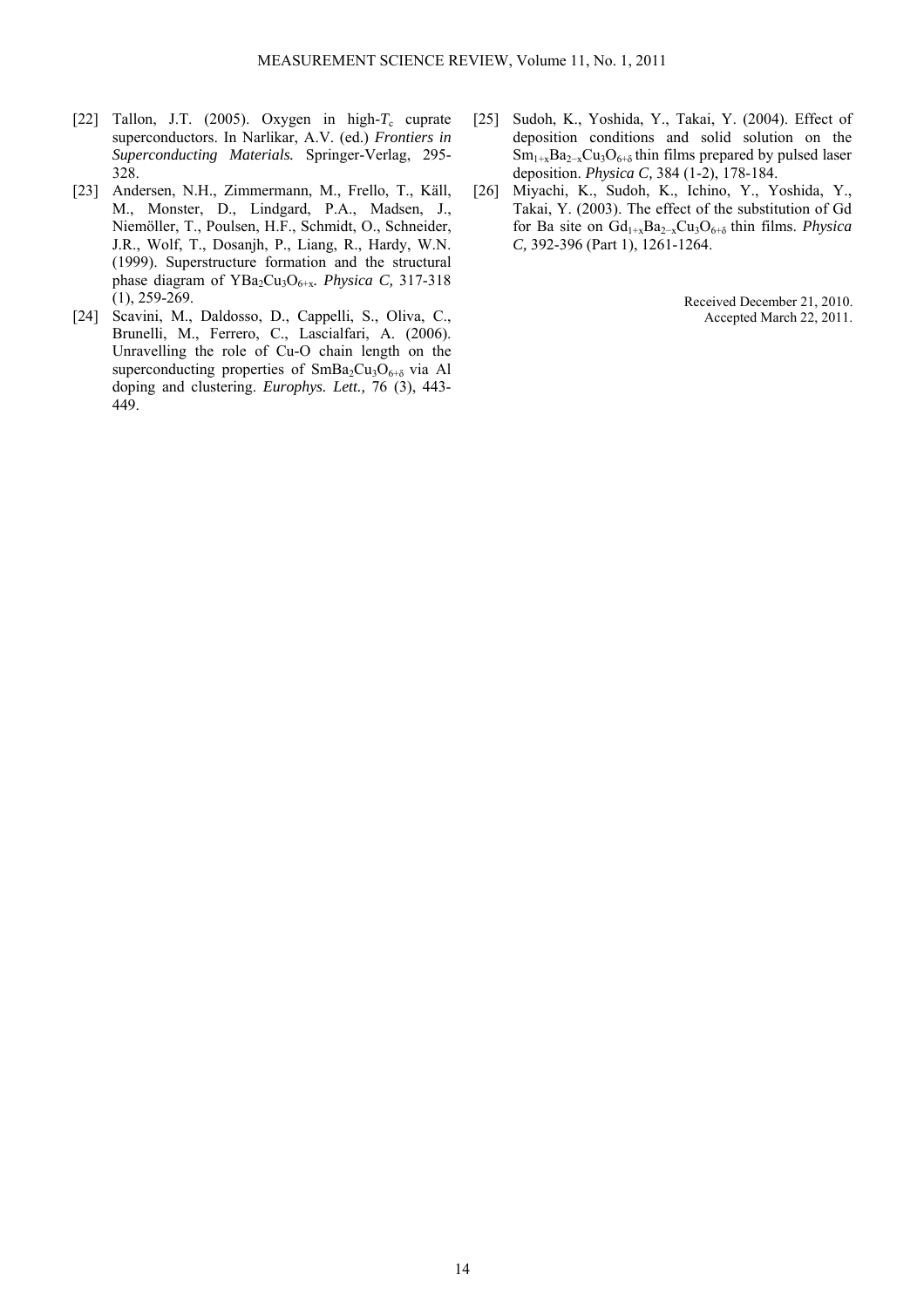[22] Tallon, J.T. (2005). Oxygen in high-$T_c$ cuprate superconductors. In Narlikar, A.V. (ed.) *Frontiers in Superconducting Materials.* Springer-Verlag, 295-328.

[23] Andersen, N.H., Zimmermann, M., Frello, T., Käll, M., Monster, D., Lindgard, P.A., Madsen, J., Niemöller, T., Poulsen, H.F., Schmidt, O., Schneider, J.R., Wolf, T., Dosanjh, P., Liang, R., Hardy, W.N. (1999). Superstructure formation and the structural phase diagram of $YBa_2Cu_3O_{6+x}$. *Physica C,* 317-318 (1), 259-269.

[24] Scavini, M., Daldosso, D., Cappelli, S., Oliva, C., Brunelli, M., Ferrero, C., Lascialfari, A. (2006). Unravelling the role of Cu-O chain length on the superconducting properties of $SmBa_2Cu_3O_{6+\delta}$ via Al doping and clustering. *Europhys. Lett.,* 76 (3), 443-449.

[25] Sudoh, K., Yoshida, Y., Takai, Y. (2004). Effect of deposition conditions and solid solution on the $Sm_{1+x}Ba_{2-x}Cu_3O_{6+\delta}$ thin films prepared by pulsed laser deposition. *Physica C,* 384 (1-2), 178-184.

[26] Miyachi, K., Sudoh, K., Ichino, Y., Yoshida, Y., Takai, Y. (2003). The effect of the substitution of Gd for Ba site on $Gd_{1+x}Ba_{2-x}Cu_3O_{6+\delta}$ thin films. *Physica C,* 392-396 (Part 1), 1261-1264.

Received December 21, 2010.
Accepted March 22, 2011.